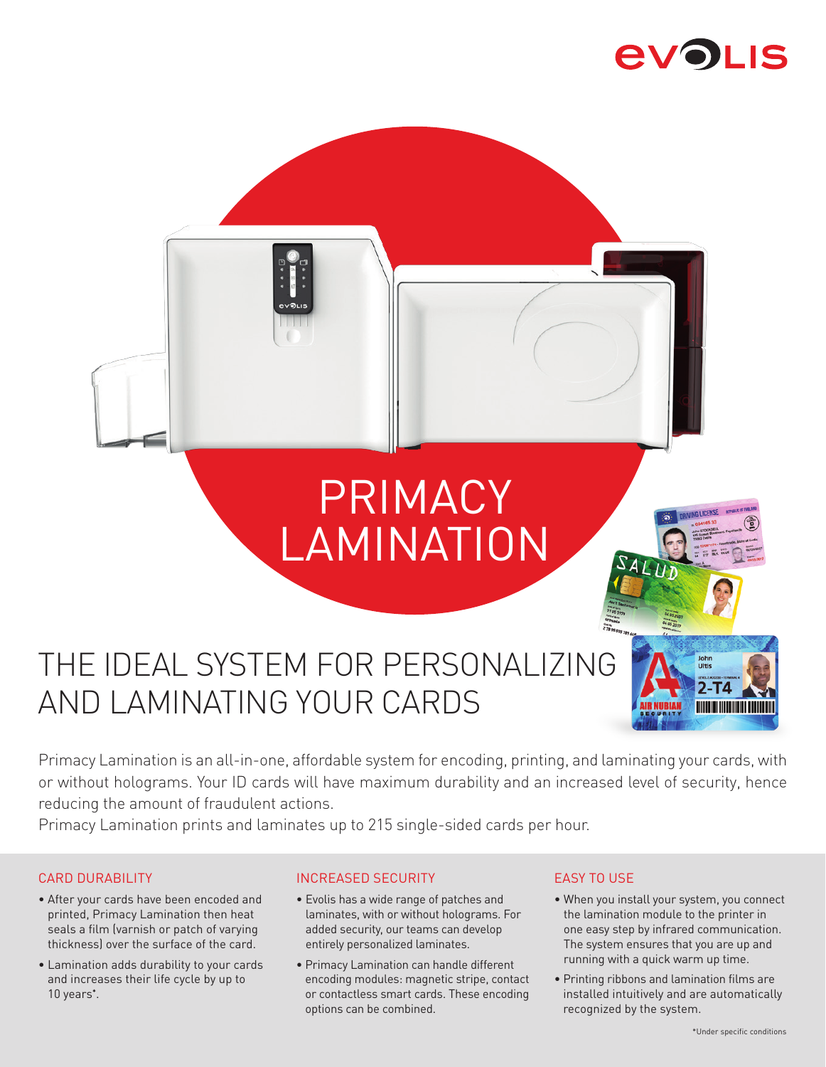# PRIMACY LAMINATION

## THE IDEAL SYSTEM FOR PERSONALIZING AND LAMINATING YOUR CARDS

Primacy Lamination is an all-in-one, affordable system for encoding, printing, and laminating your cards, with or without holograms. Your ID cards will have maximum durability and an increased level of security, hence reducing the amount of fraudulent actions.

Primacy Lamination prints and laminates up to 215 single-sided cards per hour.

### CARD DURABILITY

- After your cards have been encoded and printed, Primacy Lamination then heat seals a film (varnish or patch of varying thickness) over the surface of the card.
- Lamination adds durability to your cards and increases their life cycle by up to 10 years*.

### INCREASED SECURITY

- Evolis has a wide range of patches and laminates, with or without holograms. For added security, our teams can develop entirely personalized laminates.
- Primacy Lamination can handle different encoding modules: magnetic stripe, contact or contactless smart cards. These encoding options can be combined.

### EASY TO USE

- When you install your system, you connect the lamination module to the printer in one easy step by infrared communication. The system ensures that you are up and running with a quick warm up time.
- Printing ribbons and lamination films are installed intuitively and are automatically recognized by the system.

*Under specific conditions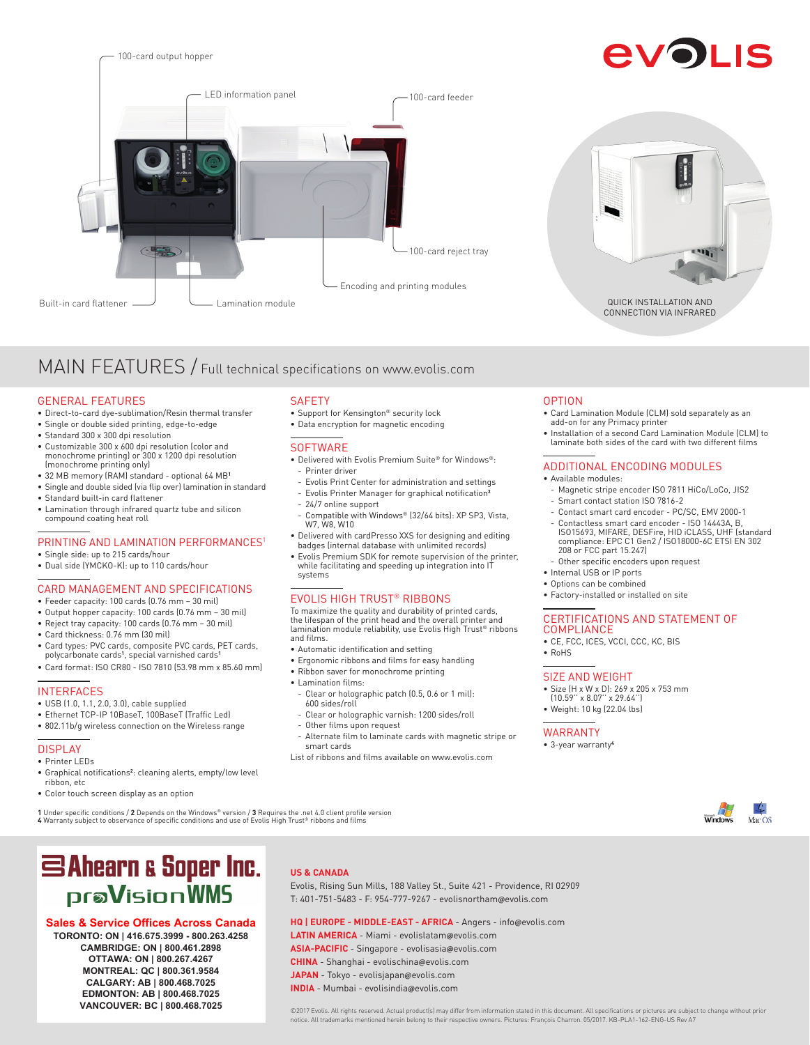EVOLIS

100-card output hopper

LED information panel

100-card feeder

100-card reject tray

Encoding and printing modules

Built-in card flattener

Lamination module

QUICK INSTALLATION AND CONNECTION VIA INFRARED

# MAIN FEATURES / Full technical specifications on www.evolis.com

## GENERAL FEATURES

- Direct-to-card dye-sublimation/Resin thermal transfer
- Single or double sided printing, edge-to-edge
- Standard 300 x 300 dpi resolution
- Customizable 300 x 600 dpi resolution (color and monochrome printing) or 300 x 1200 dpi resolution (monochrome printing only)
- 32 MB memory (RAM) standard - optional 64 MB[1]
- Single and double sided (via flip over) lamination in standard
- Standard built-in card flattener
- Lamination through infrared quartz tube and silicon compound coating heat roll

## PRINTING AND LAMINATION PERFORMANCES[1]

- Single side: up to 215 cards/hour
- Dual side (YMCKO-K): up to 110 cards/hour

## CARD MANAGEMENT AND SPECIFICATIONS

- Feeder capacity: 100 cards (0.76 mm – 30 mil)
- Output hopper capacity: 100 cards (0.76 mm – 30 mil)
- Reject tray capacity: 100 cards (0.76 mm – 30 mil)
- Card thickness: 0.76 mm (30 mil)
- Card types: PVC cards, composite PVC cards, PET cards, polycarbonate cards[1], special varnished cards[1]
- Card format: ISO CR80 - ISO 7810 (53.98 mm x 85.60 mm)

## INTERFACES

- USB (1.0, 1.1, 2.0, 3.0), cable supplied
- Ethernet TCP-IP 10BaseT, 100BaseT (Traffic Led)
- 802.11b/g wireless connection on the Wireless range

## DISPLAY

- Printer LEDs
- Graphical notifications[2]: cleaning alerts, empty/low level ribbon, etc
- Color touch screen display as an option

## SAFETY

- Support for Kensington® security lock
- Data encryption for magnetic encoding

## SOFTWARE

- Delivered with Evolis Premium Suite® for Windows®:
  - Printer driver
  - Evolis Print Center for administration and settings
  - Evolis Printer Manager for graphical notification[3]
  - 24/7 online support
  - Compatible with Windows® (32/64 bits): XP SP3, Vista, W7, W8, W10
- Delivered with cardPresso XXS for designing and editing badges (internal database with unlimited records)
- Evolis Premium SDK for remote supervision of the printer, while facilitating and speeding up integration into IT systems

## EVOLIS HIGH TRUST® RIBBONS

To maximize the quality and durability of printed cards, the lifespan of the print head and the overall printer and lamination module reliability, use Evolis High Trust® ribbons and films.

- Automatic identification and setting
- Ergonomic ribbons and films for easy handling
- Ribbon saver for monochrome printing
- Lamination films:
  - Clear or holographic patch (0.5, 0.6 or 1 mil): 600 sides/roll
  - Clear or holographic varnish: 1200 sides/roll
  - Other films upon request
  - Alternate film to laminate cards with magnetic stripe or smart cards

List of ribbons and films available on www.evolis.com

## OPTION

- Card Lamination Module (CLM) sold separately as an add-on for any Primacy printer
- Installation of a second Card Lamination Module (CLM) to laminate both sides of the card with two different films

## ADDITIONAL ENCODING MODULES

- Available modules:
  - Magnetic stripe encoder ISO 7811 HiCo/LoCo, JIS2
  - Smart contact station ISO 7816-2
  - Contact smart card encoder - PC/SC, EMV 2000-1
  - Contactless smart card encoder - ISO 14443A, B, ISO15693, MIFARE, DESFire, HID iCLASS, UHF (standard compliance: EPC C1 Gen2 / ISO18000-6C ETSI EN 302 208 or FCC part 15.247)
  - Other specific encoders upon request
- Internal USB or IP ports
- Options can be combined
- Factory-installed or installed on site

## CERTIFICATIONS AND STATEMENT OF COMPLIANCE

- CE, FCC, ICES, VCCI, CCC, KC, BIS
- RoHS

## SIZE AND WEIGHT

- Size (H x W x D): 269 x 205 x 753 mm (10.59'' x 8.07'' x 29.64'')
- Weight: 10 kg (22.04 lbs)

## WARRANTY

- 3-year warranty[4]

**1** Under specific conditions / **2** Depends on the Windows® version / **3** Requires the .net 4.0 client profile version
**4** Warranty subject to observance of specific conditions and use of Evolis High Trust® ribbons and films

Windows MacOS

**Ahearn & Soper Inc.**
**proVision WMS**

**Sales & Service Offices Across Canada**

**TORONTO: ON | 416.675.3999 - 800.263.4258**
**CAMBRIDGE: ON | 800.461.2898**
**OTTAWA: ON | 800.267.4267**
**MONTREAL: QC | 800.361.9584**
**CALGARY: AB | 800.468.7025**
**EDMONTON: AB | 800.468.7025**
**VANCOUVER: BC | 800.468.7025**

**US & CANADA**
Evolis, Rising Sun Mills, 188 Valley St., Suite 421 - Providence, RI 02909
T: 401-751-5483 - F: 954-777-9267 - evolisnortham@evolis.com

**HQ | EUROPE - MIDDLE-EAST - AFRICA** - Angers - info@evolis.com
**LATIN AMERICA** - Miami - evolislatam@evolis.com
**ASIA-PACIFIC** - Singapore - evolisasia@evolis.com
**CHINA** - Shanghai - evolischina@evolis.com
**JAPAN** - Tokyo - evolisjapan@evolis.com
**INDIA** - Mumbai - evolisindia@evolis.com

©2017 Evolis. All rights reserved. Actual product(s) may differ from information stated in this document. All specifications or pictures are subject to change without prior notice. All trademarks mentioned herein belong to their respective owners. Pictures: François Charron. 05/2017. KB-PLA1-162-ENG-US Rev A7